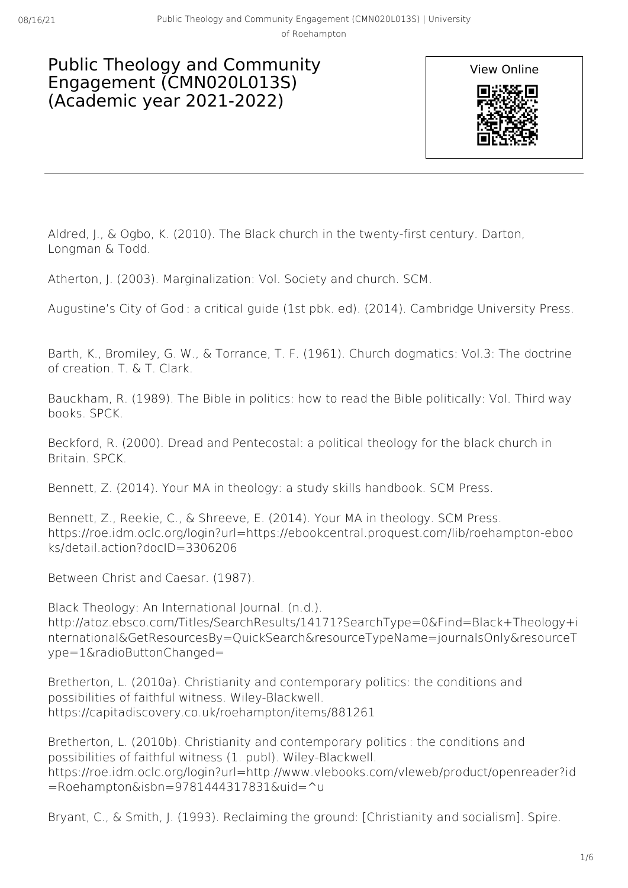# Public Theology and Community Engagement (CMN020L013S) (Academic year 2021-2022)

View Online

Aldred, J., & Ogbo, K. (2010). The Black church in the twenty-first century. Darton, Longman & Todd.

Atherton, J. (2003). Marginalization: Vol. Society and church. SCM.

Augustine's City of God : a critical guide (1st pbk. ed). (2014). Cambridge University Press.

Barth, K., Bromiley, G. W., & Torrance, T. F. (1961). Church dogmatics: Vol.3: The doctrine of creation. T. & T. Clark.

Bauckham, R. (1989). The Bible in politics: how to read the Bible politically: Vol. Third way books. SPCK.

Beckford, R. (2000). Dread and Pentecostal: a political theology for the black church in Britain. SPCK.

Bennett, Z. (2014). Your MA in theology: a study skills handbook. SCM Press.

Bennett, Z., Reekie, C., & Shreeve, E. (2014). Your MA in theology. SCM Press. https://roe.idm.oclc.org/login?url=https://ebookcentral.proquest.com/lib/roehampton-ebooks/detail.action?docID=3306206

Between Christ and Caesar. (1987).

Black Theology: An International Journal. (n.d.). http://atoz.ebsco.com/Titles/SearchResults/14171?SearchType=0&Find=Black+Theology+international&GetResourcesBy=QuickSearch&resourceTypeName=journalsOnly&resourceType=1&radioButtonChanged=

Bretherton, L. (2010a). Christianity and contemporary politics: the conditions and possibilities of faithful witness. Wiley-Blackwell. https://capitadiscovery.co.uk/roehampton/items/881261

Bretherton, L. (2010b). Christianity and contemporary politics : the conditions and possibilities of faithful witness (1. publ). Wiley-Blackwell. https://roe.idm.oclc.org/login?url=http://www.vlebooks.com/vleweb/product/openreader?id=Roehampton&isbn=9781444317831&uid=^u

Bryant, C., & Smith, J. (1993). Reclaiming the ground: [Christianity and socialism]. Spire.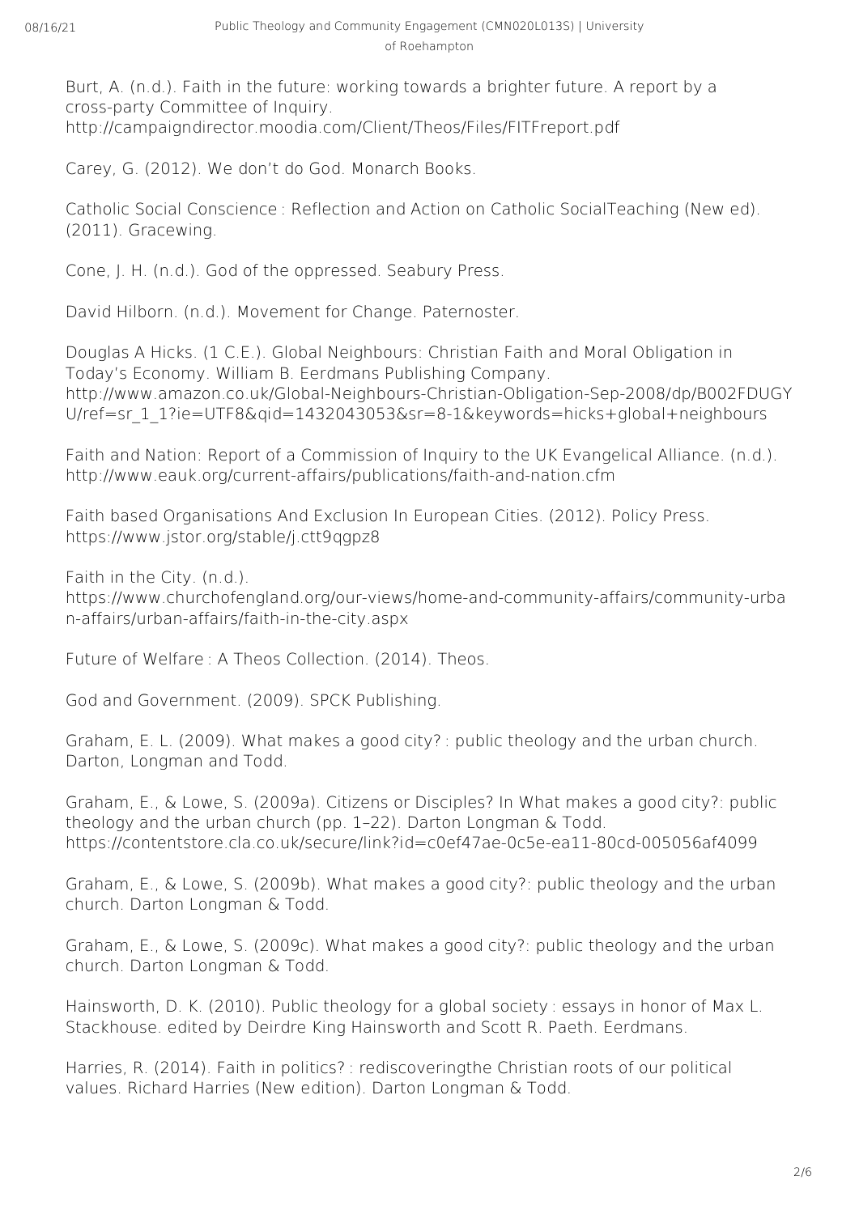Burt, A. (n.d.). Faith in the future: working towards a brighter future. A report by a cross-party Committee of Inquiry. http://campaigndirector.moodia.com/Client/Theos/Files/FITFreport.pdf

Carey, G. (2012). We don't do God. Monarch Books.

Catholic Social Conscience : Reflection and Action on Catholic SocialTeaching (New ed). (2011). Gracewing.

Cone, J. H. (n.d.). God of the oppressed. Seabury Press.

David Hilborn. (n.d.). Movement for Change. Paternoster.

Douglas A Hicks. (1 C.E.). Global Neighbours: Christian Faith and Moral Obligation in Today's Economy. William B. Eerdmans Publishing Company. http://www.amazon.co.uk/Global-Neighbours-Christian-Obligation-Sep-2008/dp/B002FDUGYU/ref=sr_1_1?ie=UTF8&qid=1432043053&sr=8-1&keywords=hicks+global+neighbours

Faith and Nation: Report of a Commission of Inquiry to the UK Evangelical Alliance. (n.d.). http://www.eauk.org/current-affairs/publications/faith-and-nation.cfm

Faith based Organisations And Exclusion In European Cities. (2012). Policy Press. https://www.jstor.org/stable/j.ctt9qgpz8

Faith in the City. (n.d.). https://www.churchofengland.org/our-views/home-and-community-affairs/community-urban-affairs/urban-affairs/faith-in-the-city.aspx

Future of Welfare : A Theos Collection. (2014). Theos.

God and Government. (2009). SPCK Publishing.

Graham, E. L. (2009). What makes a good city? : public theology and the urban church. Darton, Longman and Todd.

Graham, E., & Lowe, S. (2009a). Citizens or Disciples? In What makes a good city?: public theology and the urban church (pp. 1–22). Darton Longman & Todd. https://contentstore.cla.co.uk/secure/link?id=c0ef47ae-0c5e-ea11-80cd-005056af4099

Graham, E., & Lowe, S. (2009b). What makes a good city?: public theology and the urban church. Darton Longman & Todd.

Graham, E., & Lowe, S. (2009c). What makes a good city?: public theology and the urban church. Darton Longman & Todd.

Hainsworth, D. K. (2010). Public theology for a global society : essays in honor of Max L. Stackhouse. edited by Deirdre King Hainsworth and Scott R. Paeth. Eerdmans.

Harries, R. (2014). Faith in politics? : rediscoveringthe Christian roots of our political values. Richard Harries (New edition). Darton Longman & Todd.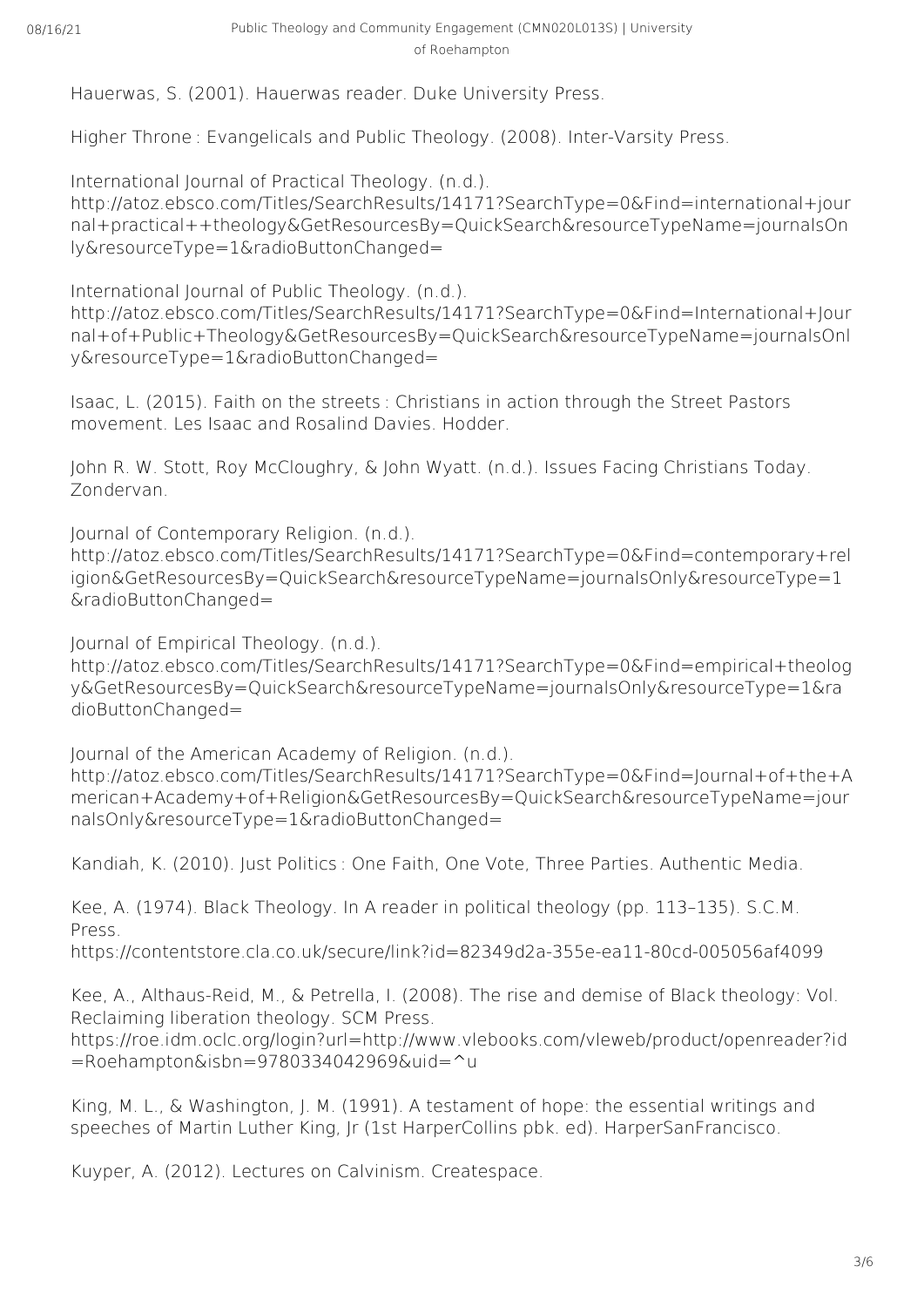Hauerwas, S. (2001). Hauerwas reader. Duke University Press.

Higher Throne : Evangelicals and Public Theology. (2008). Inter-Varsity Press.

International Journal of Practical Theology. (n.d.). http://atoz.ebsco.com/Titles/SearchResults/14171?SearchType=0&Find=international+journal+practical++theology&GetResourcesBy=QuickSearch&resourceTypeName=journalsOnly&resourceType=1&radioButtonChanged=

International Journal of Public Theology. (n.d.). http://atoz.ebsco.com/Titles/SearchResults/14171?SearchType=0&Find=International+Journal+of+Public+Theology&GetResourcesBy=QuickSearch&resourceTypeName=journalsOnly&resourceType=1&radioButtonChanged=

Isaac, L. (2015). Faith on the streets : Christians in action through the Street Pastors movement. Les Isaac and Rosalind Davies. Hodder.

John R. W. Stott, Roy McCloughry, & John Wyatt. (n.d.). Issues Facing Christians Today. Zondervan.

Journal of Contemporary Religion. (n.d.). http://atoz.ebsco.com/Titles/SearchResults/14171?SearchType=0&Find=contemporary+religion&GetResourcesBy=QuickSearch&resourceTypeName=journalsOnly&resourceType=1&radioButtonChanged=

Journal of Empirical Theology. (n.d.). http://atoz.ebsco.com/Titles/SearchResults/14171?SearchType=0&Find=empirical+theology&GetResourcesBy=QuickSearch&resourceTypeName=journalsOnly&resourceType=1&radioButtonChanged=

Journal of the American Academy of Religion. (n.d.). http://atoz.ebsco.com/Titles/SearchResults/14171?SearchType=0&Find=Journal+of+the+American+Academy+of+Religion&GetResourcesBy=QuickSearch&resourceTypeName=journalsOnly&resourceType=1&radioButtonChanged=

Kandiah, K. (2010). Just Politics : One Faith, One Vote, Three Parties. Authentic Media.

Kee, A. (1974). Black Theology. In A reader in political theology (pp. 113–135). S.C.M. Press. https://contentstore.cla.co.uk/secure/link?id=82349d2a-355e-ea11-80cd-005056af4099

Kee, A., Althaus-Reid, M., & Petrella, I. (2008). The rise and demise of Black theology: Vol. Reclaiming liberation theology. SCM Press. https://roe.idm.oclc.org/login?url=http://www.vlebooks.com/vleweb/product/openreader?id=Roehampton&isbn=9780334042969&uid=^u

King, M. L., & Washington, J. M. (1991). A testament of hope: the essential writings and speeches of Martin Luther King, Jr (1st HarperCollins pbk. ed). HarperSanFrancisco.

Kuyper, A. (2012). Lectures on Calvinism. Createspace.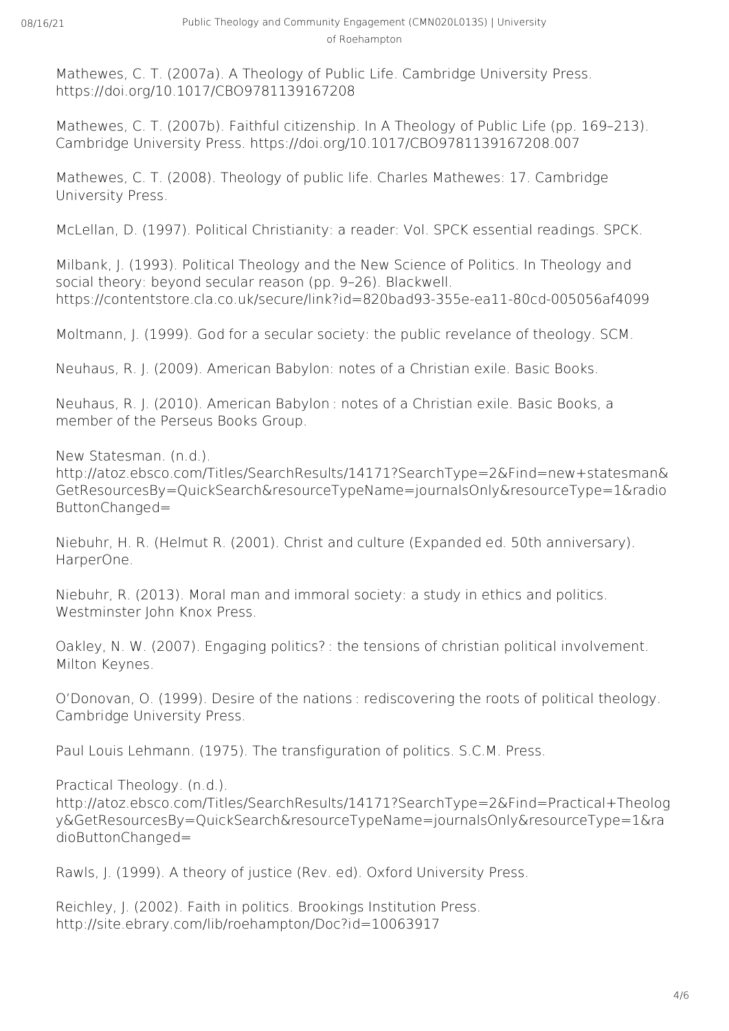Mathewes, C. T. (2007a). A Theology of Public Life. Cambridge University Press. https://doi.org/10.1017/CBO9781139167208

Mathewes, C. T. (2007b). Faithful citizenship. In A Theology of Public Life (pp. 169–213). Cambridge University Press. https://doi.org/10.1017/CBO9781139167208.007

Mathewes, C. T. (2008). Theology of public life. Charles Mathewes: 17. Cambridge University Press.

McLellan, D. (1997). Political Christianity: a reader: Vol. SPCK essential readings. SPCK.

Milbank, J. (1993). Political Theology and the New Science of Politics. In Theology and social theory: beyond secular reason (pp. 9–26). Blackwell. https://contentstore.cla.co.uk/secure/link?id=820bad93-355e-ea11-80cd-005056af4099

Moltmann, J. (1999). God for a secular society: the public revelance of theology. SCM.

Neuhaus, R. J. (2009). American Babylon: notes of a Christian exile. Basic Books.

Neuhaus, R. J. (2010). American Babylon : notes of a Christian exile. Basic Books, a member of the Perseus Books Group.

New Statesman. (n.d.). http://atoz.ebsco.com/Titles/SearchResults/14171?SearchType=2&Find=new+statesman&GetResourcesBy=QuickSearch&resourceTypeName=journalsOnly&resourceType=1&radioButtonChanged=

Niebuhr, H. R. (Helmut R. (2001). Christ and culture (Expanded ed. 50th anniversary). HarperOne.

Niebuhr, R. (2013). Moral man and immoral society: a study in ethics and politics. Westminster John Knox Press.

Oakley, N. W. (2007). Engaging politics? : the tensions of christian political involvement. Milton Keynes.

O'Donovan, O. (1999). Desire of the nations : rediscovering the roots of political theology. Cambridge University Press.

Paul Louis Lehmann. (1975). The transfiguration of politics. S.C.M. Press.

Practical Theology. (n.d.). http://atoz.ebsco.com/Titles/SearchResults/14171?SearchType=2&Find=Practical+Theology&GetResourcesBy=QuickSearch&resourceTypeName=journalsOnly&resourceType=1&radioButtonChanged=

Rawls, J. (1999). A theory of justice (Rev. ed). Oxford University Press.

Reichley, J. (2002). Faith in politics. Brookings Institution Press. http://site.ebrary.com/lib/roehampton/Doc?id=10063917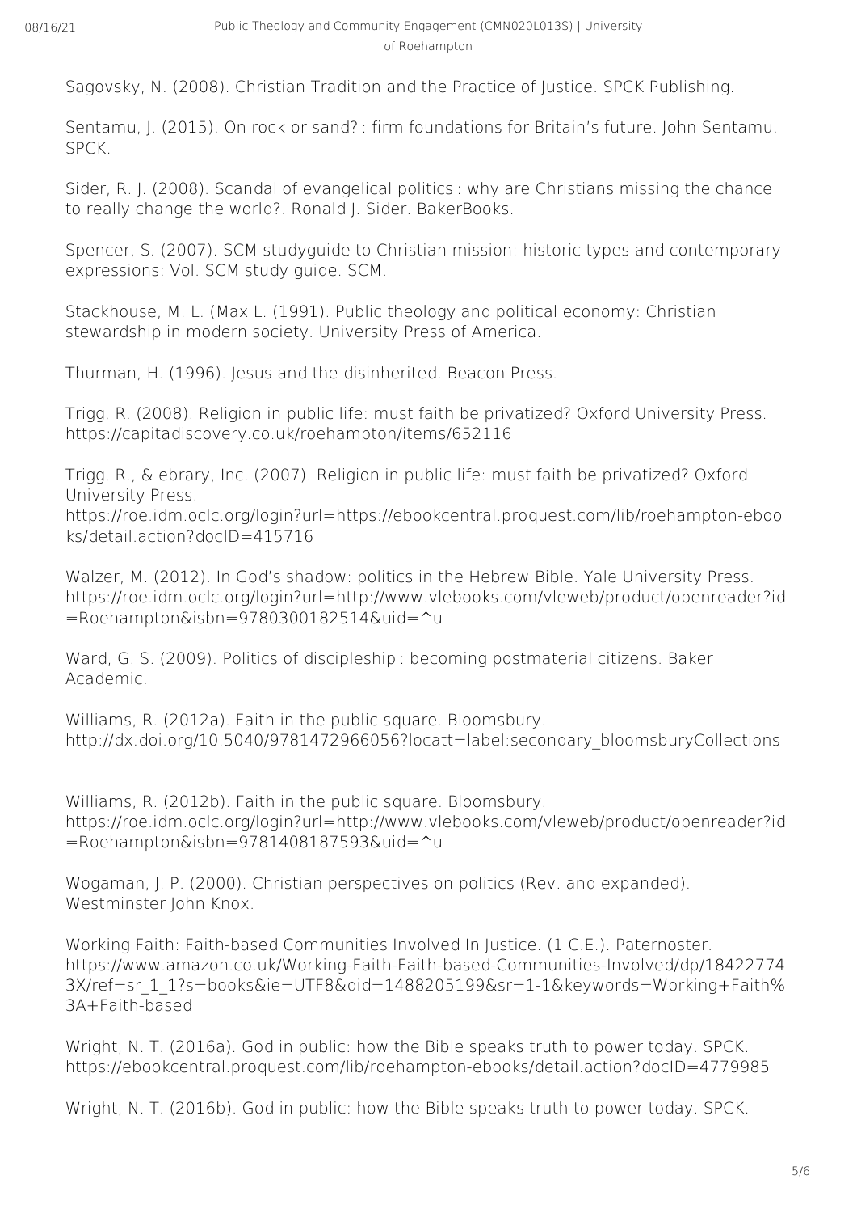Sagovsky, N. (2008). Christian Tradition and the Practice of Justice. SPCK Publishing.

Sentamu, J. (2015). On rock or sand? : firm foundations for Britain's future. John Sentamu. SPCK.

Sider, R. J. (2008). Scandal of evangelical politics : why are Christians missing the chance to really change the world?. Ronald J. Sider. BakerBooks.

Spencer, S. (2007). SCM studyguide to Christian mission: historic types and contemporary expressions: Vol. SCM study guide. SCM.

Stackhouse, M. L. (Max L. (1991). Public theology and political economy: Christian stewardship in modern society. University Press of America.

Thurman, H. (1996). Jesus and the disinherited. Beacon Press.

Trigg, R. (2008). Religion in public life: must faith be privatized? Oxford University Press. https://capitadiscovery.co.uk/roehampton/items/652116

Trigg, R., & ebrary, Inc. (2007). Religion in public life: must faith be privatized? Oxford University Press. https://roe.idm.oclc.org/login?url=https://ebookcentral.proquest.com/lib/roehampton-ebooks/detail.action?docID=415716

Walzer, M. (2012). In God's shadow: politics in the Hebrew Bible. Yale University Press. https://roe.idm.oclc.org/login?url=http://www.vlebooks.com/vleweb/product/openreader?id=Roehampton&isbn=9780300182514&uid=^u

Ward, G. S. (2009). Politics of discipleship : becoming postmaterial citizens. Baker Academic.

Williams, R. (2012a). Faith in the public square. Bloomsbury. http://dx.doi.org/10.5040/9781472966056?locatt=label:secondary_bloomsburyCollections

Williams, R. (2012b). Faith in the public square. Bloomsbury. https://roe.idm.oclc.org/login?url=http://www.vlebooks.com/vleweb/product/openreader?id=Roehampton&isbn=9781408187593&uid=^u

Wogaman, J. P. (2000). Christian perspectives on politics (Rev. and expanded). Westminster John Knox.

Working Faith: Faith-based Communities Involved In Justice. (1 C.E.). Paternoster. https://www.amazon.co.uk/Working-Faith-Faith-based-Communities-Involved/dp/184227743X/ref=sr_1_1?s=books&ie=UTF8&qid=1488205199&sr=1-1&keywords=Working+Faith%3A+Faith-based

Wright, N. T. (2016a). God in public: how the Bible speaks truth to power today. SPCK. https://ebookcentral.proquest.com/lib/roehampton-ebooks/detail.action?docID=4779985

Wright, N. T. (2016b). God in public: how the Bible speaks truth to power today. SPCK.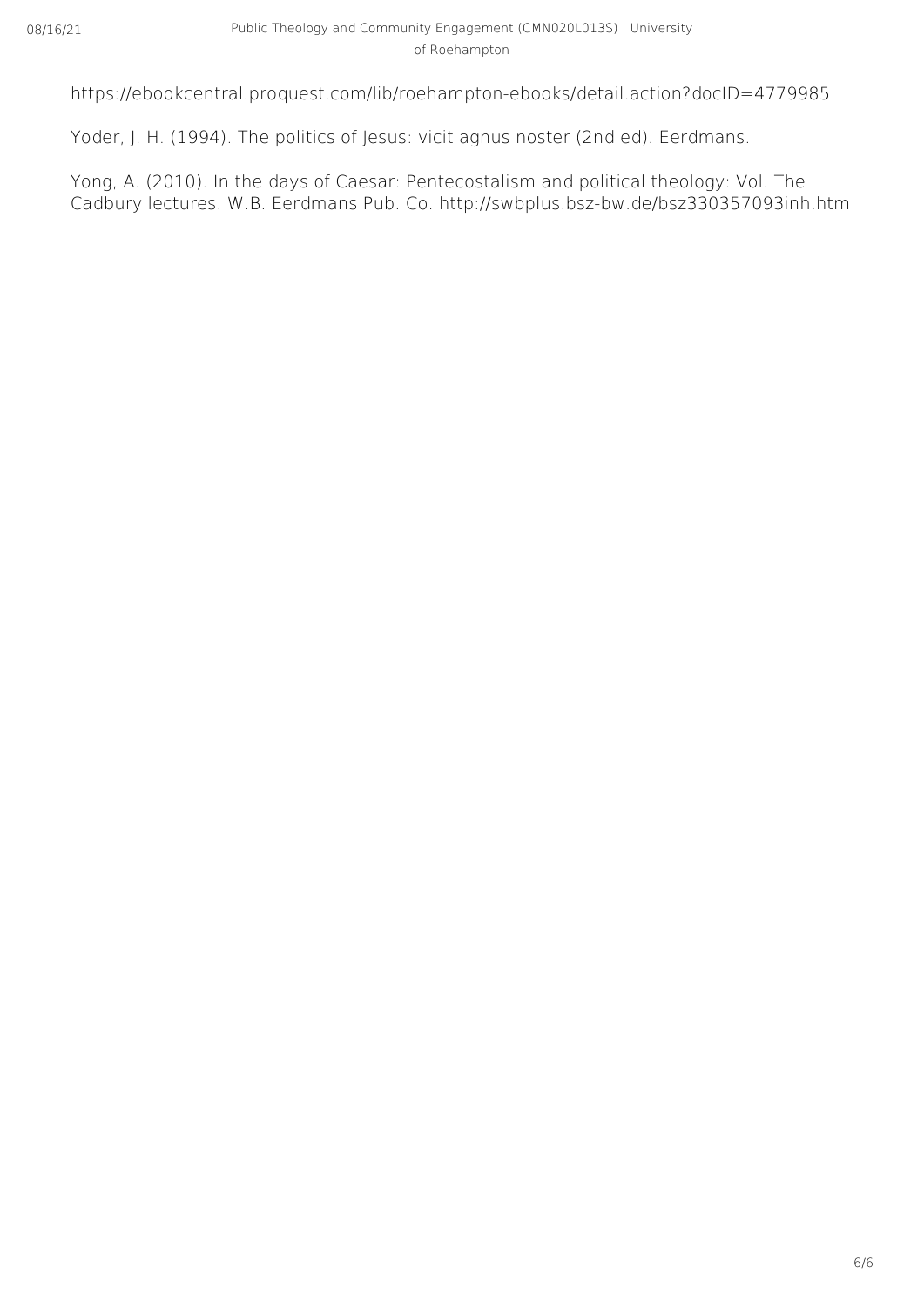https://ebookcentral.proquest.com/lib/roehampton-ebooks/detail.action?docID=4779985

Yoder, J. H. (1994). The politics of Jesus: vicit agnus noster (2nd ed). Eerdmans.

Yong, A. (2010). In the days of Caesar: Pentecostalism and political theology: Vol. The Cadbury lectures. W.B. Eerdmans Pub. Co. http://swbplus.bsz-bw.de/bsz330357093inh.htm